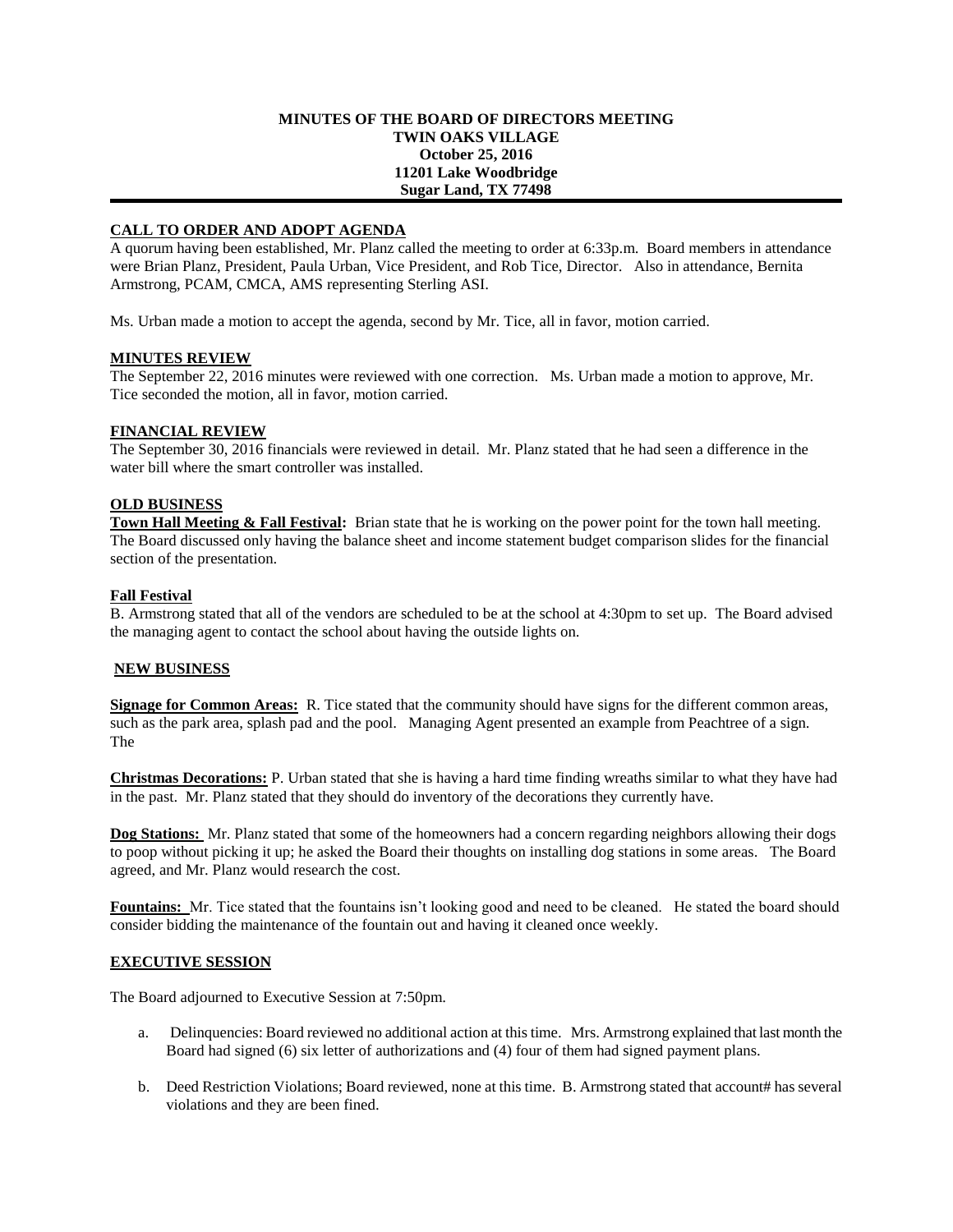**MINUTES OF THE BOARD OF DIRECTORS MEETING**
**TWIN OAKS VILLAGE**
**October 25, 2016**
**11201 Lake Woodbridge**
**Sugar Land, TX 77498**

---

**CALL TO ORDER AND ADOPT AGENDA**

A quorum having been established, Mr. Planz called the meeting to order at 6:33p.m. Board members in attendance were Brian Planz, President, Paula Urban, Vice President, and Rob Tice, Director. Also in attendance, Bernita Armstrong, PCAM, CMCA, AMS representing Sterling ASI.

Ms. Urban made a motion to accept the agenda, second by Mr. Tice, all in favor, motion carried.

**MINUTES REVIEW**

The September 22, 2016 minutes were reviewed with one correction. Ms. Urban made a motion to approve, Mr. Tice seconded the motion, all in favor, motion carried.

**FINANCIAL REVIEW**

The September 30, 2016 financials were reviewed in detail. Mr. Planz stated that he had seen a difference in the water bill where the smart controller was installed.

**OLD BUSINESS**

**Town Hall Meeting & Fall Festival:** Brian state that he is working on the power point for the town hall meeting. The Board discussed only having the balance sheet and income statement budget comparison slides for the financial section of the presentation.

**Fall Festival**

B. Armstrong stated that all of the vendors are scheduled to be at the school at 4:30pm to set up. The Board advised the managing agent to contact the school about having the outside lights on.

**NEW BUSINESS**

**Signage for Common Areas:** R. Tice stated that the community should have signs for the different common areas, such as the park area, splash pad and the pool. Managing Agent presented an example from Peachtree of a sign. The

**Christmas Decorations:** P. Urban stated that she is having a hard time finding wreaths similar to what they have had in the past. Mr. Planz stated that they should do inventory of the decorations they currently have.

**Dog Stations:** Mr. Planz stated that some of the homeowners had a concern regarding neighbors allowing their dogs to poop without picking it up; he asked the Board their thoughts on installing dog stations in some areas. The Board agreed, and Mr. Planz would research the cost.

**Fountains:** Mr. Tice stated that the fountains isn't looking good and need to be cleaned. He stated the board should consider bidding the maintenance of the fountain out and having it cleaned once weekly.

**EXECUTIVE SESSION**

The Board adjourned to Executive Session at 7:50pm.

a. Delinquencies: Board reviewed no additional action at this time. Mrs. Armstrong explained that last month the Board had signed (6) six letter of authorizations and (4) four of them had signed payment plans.

b. Deed Restriction Violations; Board reviewed, none at this time. B. Armstrong stated that account# has several violations and they are been fined.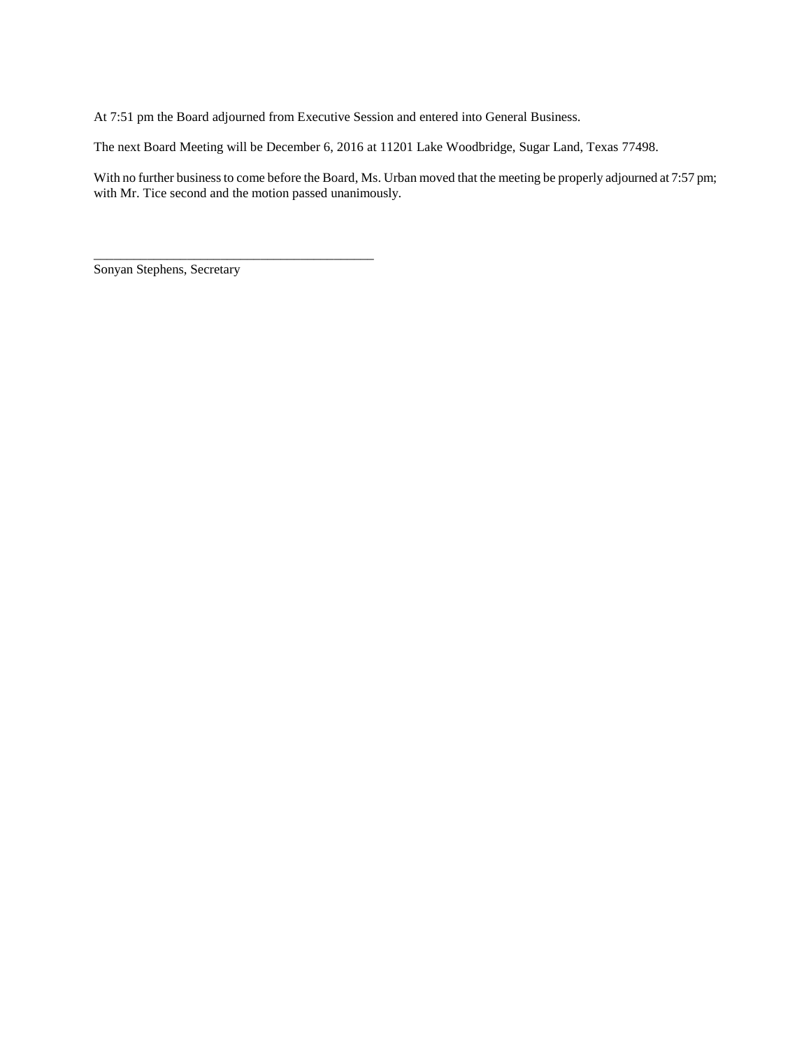At 7:51 pm the Board adjourned from Executive Session and entered into General Business.

The next Board Meeting will be December 6, 2016 at 11201 Lake Woodbridge, Sugar Land, Texas 77498.

With no further business to come before the Board, Ms. Urban moved that the meeting be properly adjourned at 7:57 pm; with Mr. Tice second and the motion passed unanimously.

_____________________________________________

Sonyan Stephens, Secretary